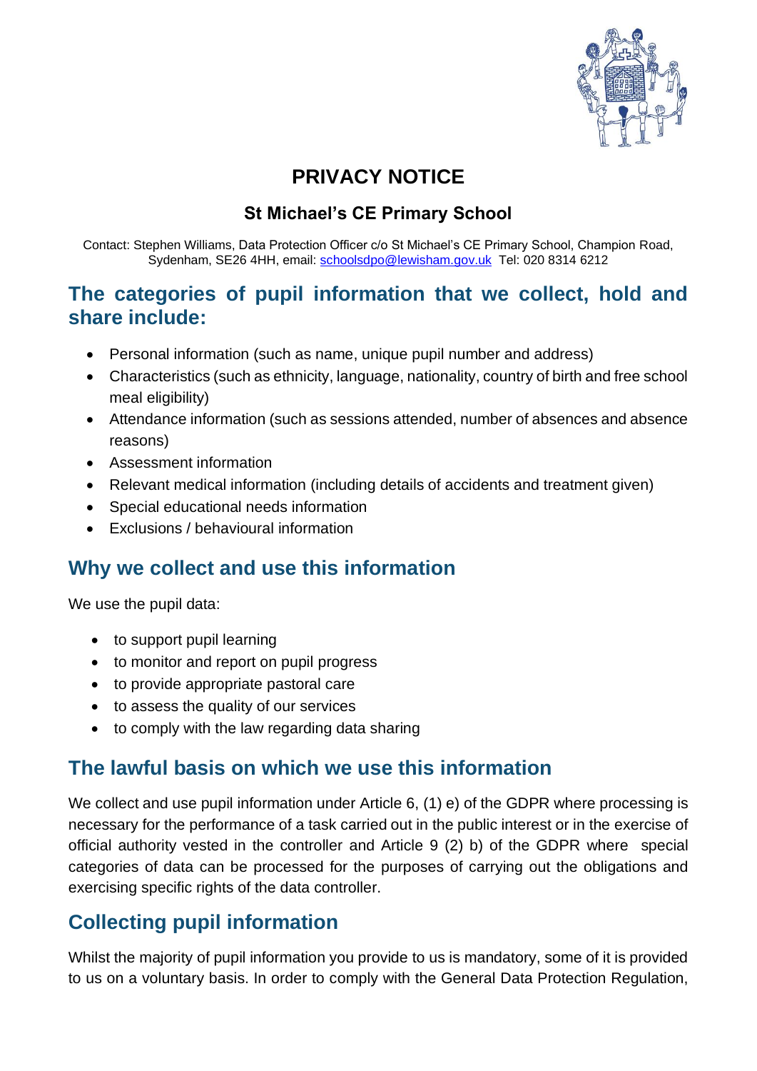# PRIVACY NOTICE

## St Michael's CE Primary School

Contact: Stephen Williams, Data Protection Officer c/o St Michael's CE Primary School, Champion Road, Sydenham, SE26 4HH, email: schoolsdpo@lewisham.gov.uk Tel: 020 8314 6212

## The categories of pupil information that we collect, hold and share include:

- Personal information (such as name, unique pupil number and address)
- Characteristics (such as ethnicity, language, nationality, country of birth and free school meal eligibility)
- Attendance information (such as sessions attended, number of absences and absence reasons)
- Assessment information
- Relevant medical information (including details of accidents and treatment given)
- Special educational needs information
- Exclusions / behavioural information

## Why we collect and use this information

We use the pupil data:

- to support pupil learning
- to monitor and report on pupil progress
- to provide appropriate pastoral care
- to assess the quality of our services
- to comply with the law regarding data sharing

## The lawful basis on which we use this information

We collect and use pupil information under Article 6, (1) e) of the GDPR where processing is necessary for the performance of a task carried out in the public interest or in the exercise of official authority vested in the controller and Article 9 (2) b) of the GDPR where special categories of data can be processed for the purposes of carrying out the obligations and exercising specific rights of the data controller.

## Collecting pupil information

Whilst the majority of pupil information you provide to us is mandatory, some of it is provided to us on a voluntary basis. In order to comply with the General Data Protection Regulation,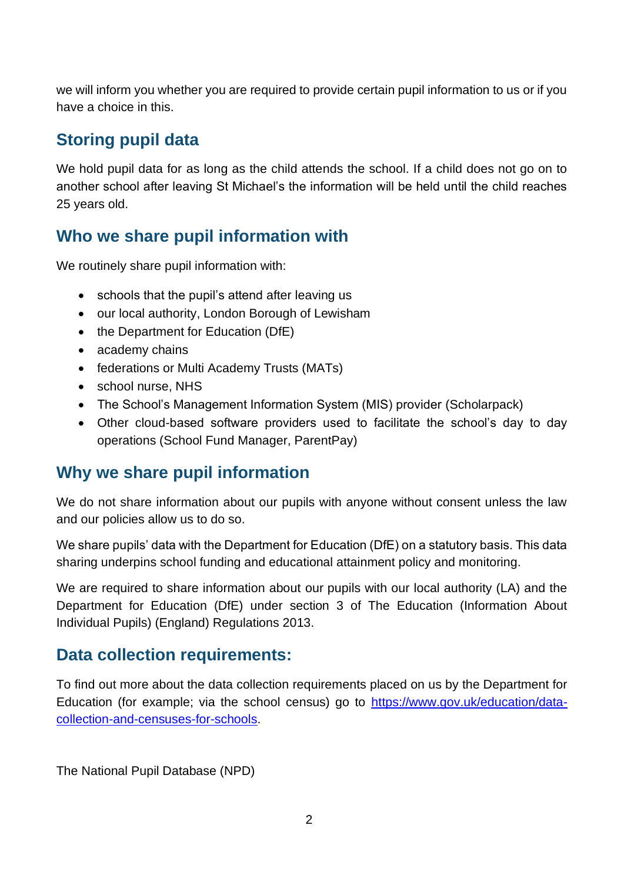we will inform you whether you are required to provide certain pupil information to us or if you have a choice in this.

## Storing pupil data

We hold pupil data for as long as the child attends the school. If a child does not go on to another school after leaving St Michael's the information will be held until the child reaches 25 years old.

## Who we share pupil information with

We routinely share pupil information with:

- schools that the pupil's attend after leaving us
- our local authority, London Borough of Lewisham
- the Department for Education (DfE)
- academy chains
- federations or Multi Academy Trusts (MATs)
- school nurse, NHS
- The School's Management Information System (MIS) provider (Scholarpack)
- Other cloud-based software providers used to facilitate the school's day to day operations (School Fund Manager, ParentPay)

## Why we share pupil information

We do not share information about our pupils with anyone without consent unless the law and our policies allow us to do so.

We share pupils' data with the Department for Education (DfE) on a statutory basis. This data sharing underpins school funding and educational attainment policy and monitoring.

We are required to share information about our pupils with our local authority (LA) and the Department for Education (DfE) under section 3 of The Education (Information About Individual Pupils) (England) Regulations 2013.

## Data collection requirements:

To find out more about the data collection requirements placed on us by the Department for Education (for example; via the school census) go to [https://www.gov.uk/education/data-collection-and-censuses-for-schools](https://www.gov.uk/education/data-collection-and-censuses-for-schools).

The National Pupil Database (NPD)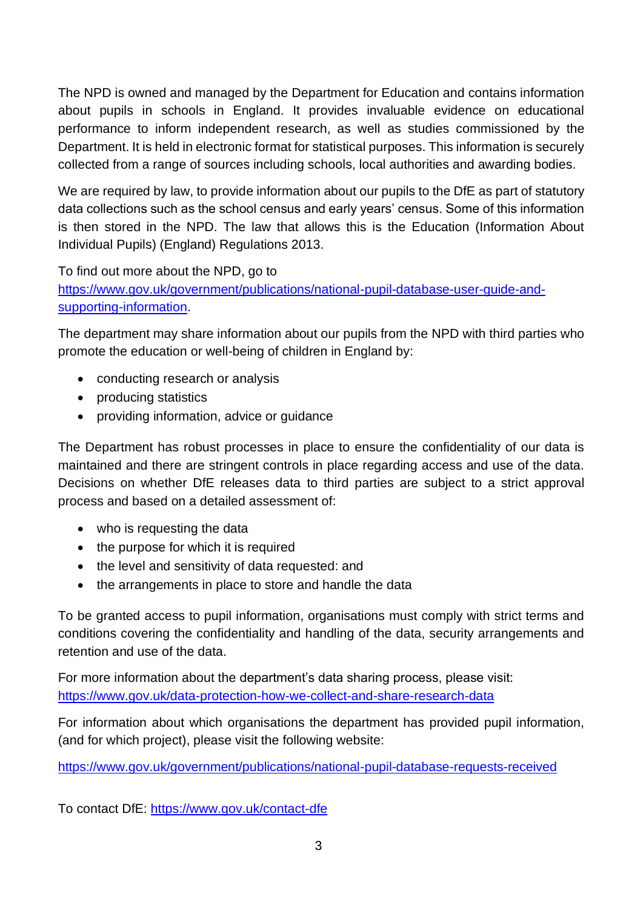The NPD is owned and managed by the Department for Education and contains information about pupils in schools in England. It provides invaluable evidence on educational performance to inform independent research, as well as studies commissioned by the Department. It is held in electronic format for statistical purposes. This information is securely collected from a range of sources including schools, local authorities and awarding bodies.

We are required by law, to provide information about our pupils to the DfE as part of statutory data collections such as the school census and early years' census. Some of this information is then stored in the NPD. The law that allows this is the Education (Information About Individual Pupils) (England) Regulations 2013.

To find out more about the NPD, go to [https://www.gov.uk/government/publications/national-pupil-database-user-guide-and-supporting-information](https://www.gov.uk/government/publications/national-pupil-database-user-guide-and-supporting-information).

The department may share information about our pupils from the NPD with third parties who promote the education or well-being of children in England by:

- conducting research or analysis
- producing statistics
- providing information, advice or guidance

The Department has robust processes in place to ensure the confidentiality of our data is maintained and there are stringent controls in place regarding access and use of the data. Decisions on whether DfE releases data to third parties are subject to a strict approval process and based on a detailed assessment of:

- who is requesting the data
- the purpose for which it is required
- the level and sensitivity of data requested: and
- the arrangements in place to store and handle the data

To be granted access to pupil information, organisations must comply with strict terms and conditions covering the confidentiality and handling of the data, security arrangements and retention and use of the data.

For more information about the department's data sharing process, please visit: [https://www.gov.uk/data-protection-how-we-collect-and-share-research-data](https://www.gov.uk/data-protection-how-we-collect-and-share-research-data)

For information about which organisations the department has provided pupil information, (and for which project), please visit the following website:

[https://www.gov.uk/government/publications/national-pupil-database-requests-received](https://www.gov.uk/government/publications/national-pupil-database-requests-received)

To contact DfE: [https://www.gov.uk/contact-dfe](https://www.gov.uk/contact-dfe)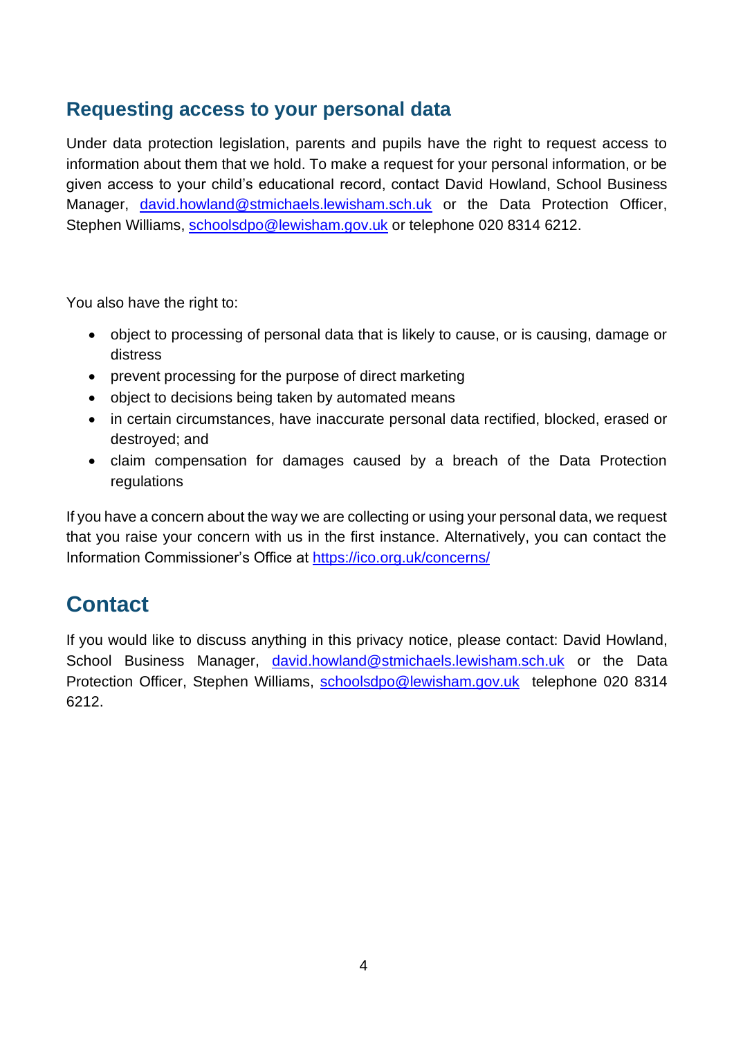## Requesting access to your personal data

Under data protection legislation, parents and pupils have the right to request access to information about them that we hold. To make a request for your personal information, or be given access to your child's educational record, contact David Howland, School Business Manager, [david.howland@stmichaels.lewisham.sch.uk](mailto:david.howland@stmichaels.lewisham.sch.uk) or the Data Protection Officer, Stephen Williams, [schoolsdpo@lewisham.gov.uk](mailto:schoolsdpo@lewisham.gov.uk) or telephone 020 8314 6212.

You also have the right to:

- object to processing of personal data that is likely to cause, or is causing, damage or distress
- prevent processing for the purpose of direct marketing
- object to decisions being taken by automated means
- in certain circumstances, have inaccurate personal data rectified, blocked, erased or destroyed; and
- claim compensation for damages caused by a breach of the Data Protection regulations

If you have a concern about the way we are collecting or using your personal data, we request that you raise your concern with us in the first instance. Alternatively, you can contact the Information Commissioner's Office at [https://ico.org.uk/concerns/](https://ico.org.uk/concerns/)

# Contact

If you would like to discuss anything in this privacy notice, please contact: David Howland, School Business Manager, [david.howland@stmichaels.lewisham.sch.uk](mailto:david.howland@stmichaels.lewisham.sch.uk) or the Data Protection Officer, Stephen Williams, [schoolsdpo@lewisham.gov.uk](mailto:schoolsdpo@lewisham.gov.uk) telephone 020 8314 6212.